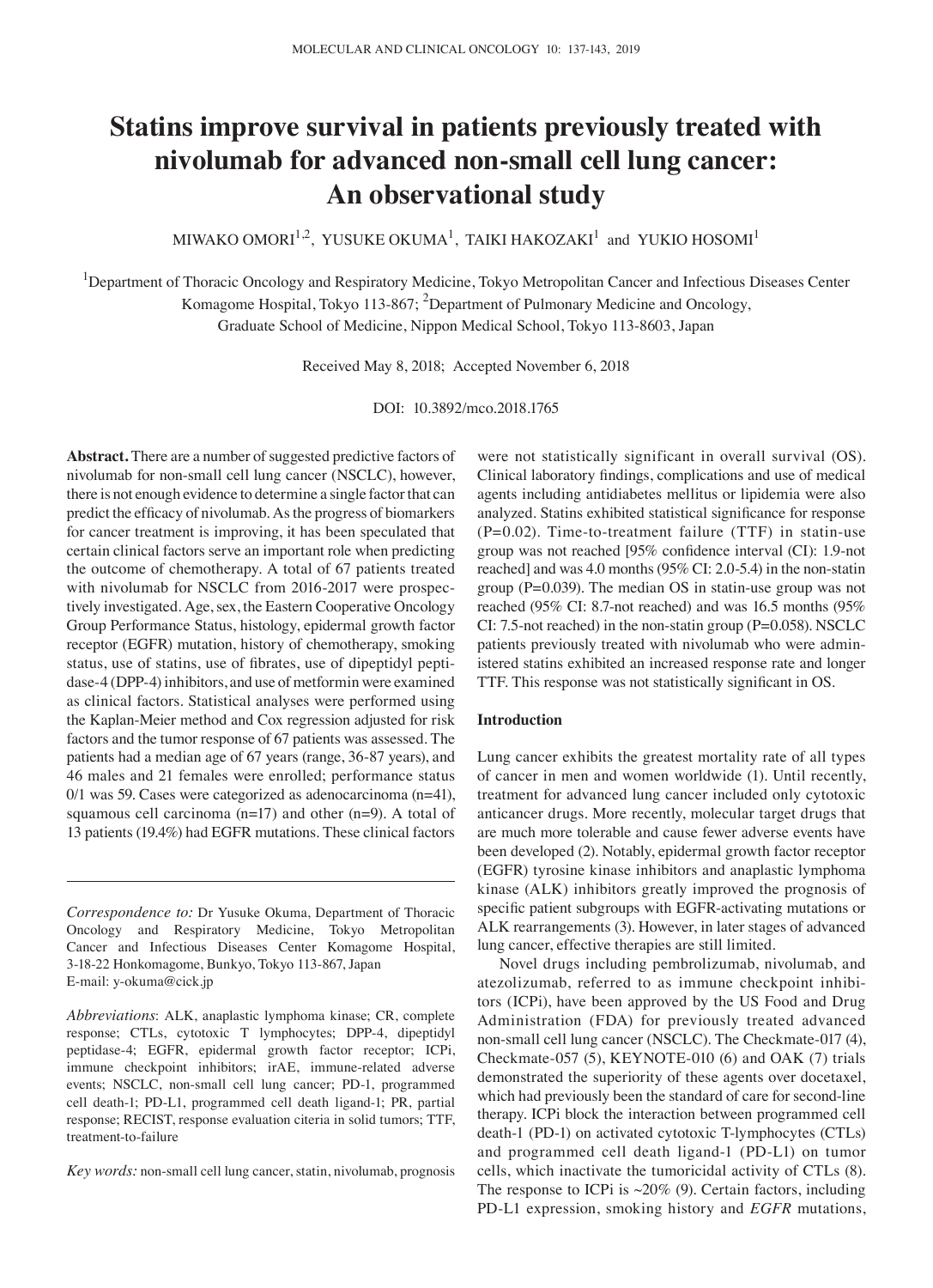# Statins improve survival in patients previously treated with nivolumab for advanced non-small cell lung cancer: An observational study

MIWAKO OMORI[1,2], YUSUKE OKUMA[1], TAIKI HAKOZAKI[1] and YUKIO HOSOMI[1]

[1]Department of Thoracic Oncology and Respiratory Medicine, Tokyo Metropolitan Cancer and Infectious Diseases Center Komagome Hospital, Tokyo 113-867; [2]Department of Pulmonary Medicine and Oncology, Graduate School of Medicine, Nippon Medical School, Tokyo 113-8603, Japan

Received May 8, 2018; Accepted November 6, 2018

DOI: 10.3892/mco.2018.1765

**Abstract.** There are a number of suggested predictive factors of nivolumab for non-small cell lung cancer (NSCLC), however, there is not enough evidence to determine a single factor that can predict the efficacy of nivolumab. As the progress of biomarkers for cancer treatment is improving, it has been speculated that certain clinical factors serve an important role when predicting the outcome of chemotherapy. A total of 67 patients treated with nivolumab for NSCLC from 2016-2017 were prospectively investigated. Age, sex, the Eastern Cooperative Oncology Group Performance Status, histology, epidermal growth factor receptor (EGFR) mutation, history of chemotherapy, smoking status, use of statins, use of fibrates, use of dipeptidyl peptidase-4 (DPP-4) inhibitors, and use of metformin were examined as clinical factors. Statistical analyses were performed using the Kaplan-Meier method and Cox regression adjusted for risk factors and the tumor response of 67 patients was assessed. The patients had a median age of 67 years (range, 36-87 years), and 46 males and 21 females were enrolled; performance status 0/1 was 59. Cases were categorized as adenocarcinoma (n=41), squamous cell carcinoma (n=17) and other (n=9). A total of 13 patients (19.4%) had EGFR mutations. These clinical factors were not statistically significant in overall survival (OS). Clinical laboratory findings, complications and use of medical agents including antidiabetes mellitus or lipidemia were also analyzed. Statins exhibited statistical significance for response (P=0.02). Time-to-treatment failure (TTF) in statin-use group was not reached [95% confidence interval (CI): 1.9-not reached] and was 4.0 months (95% CI: 2.0-5.4) in the non-statin group (P=0.039). The median OS in statin-use group was not reached (95% CI: 8.7-not reached) and was 16.5 months (95% CI: 7.5-not reached) in the non-statin group (P=0.058). NSCLC patients previously treated with nivolumab who were administered statins exhibited an increased response rate and longer TTF. This response was not statistically significant in OS.

*Correspondence to:* Dr Yusuke Okuma, Department of Thoracic Oncology and Respiratory Medicine, Tokyo Metropolitan Cancer and Infectious Diseases Center Komagome Hospital, 3-18-22 Honkomagome, Bunkyo, Tokyo 113-867, Japan
E-mail: y-okuma@cick.jp

*Abbreviations*: ALK, anaplastic lymphoma kinase; CR, complete response; CTLs, cytotoxic T lymphocytes; DPP-4, dipeptidyl peptidase-4; EGFR, epidermal growth factor receptor; ICPi, immune checkpoint inhibitors; irAE, immune-related adverse events; NSCLC, non-small cell lung cancer; PD-1, programmed cell death-1; PD-L1, programmed cell death ligand-1; PR, partial response; RECIST, response evaluation citeria in solid tumors; TTF, treatment-to-failure

*Key words:* non-small cell lung cancer, statin, nivolumab, prognosis

## Introduction

Lung cancer exhibits the greatest mortality rate of all types of cancer in men and women worldwide (1). Until recently, treatment for advanced lung cancer included only cytotoxic anticancer drugs. More recently, molecular target drugs that are much more tolerable and cause fewer adverse events have been developed (2). Notably, epidermal growth factor receptor (EGFR) tyrosine kinase inhibitors and anaplastic lymphoma kinase (ALK) inhibitors greatly improved the prognosis of specific patient subgroups with EGFR-activating mutations or ALK rearrangements (3). However, in later stages of advanced lung cancer, effective therapies are still limited.

Novel drugs including pembrolizumab, nivolumab, and atezolizumab, referred to as immune checkpoint inhibitors (ICPi), have been approved by the US Food and Drug Administration (FDA) for previously treated advanced non-small cell lung cancer (NSCLC). The Checkmate-017 (4), Checkmate-057 (5), KEYNOTE-010 (6) and OAK (7) trials demonstrated the superiority of these agents over docetaxel, which had previously been the standard of care for second-line therapy. ICPi block the interaction between programmed cell death-1 (PD-1) on activated cytotoxic T-lymphocytes (CTLs) and programmed cell death ligand-1 (PD-L1) on tumor cells, which inactivate the tumoricidal activity of CTLs (8). The response to ICPi is ~20% (9). Certain factors, including PD-L1 expression, smoking history and *EGFR* mutations,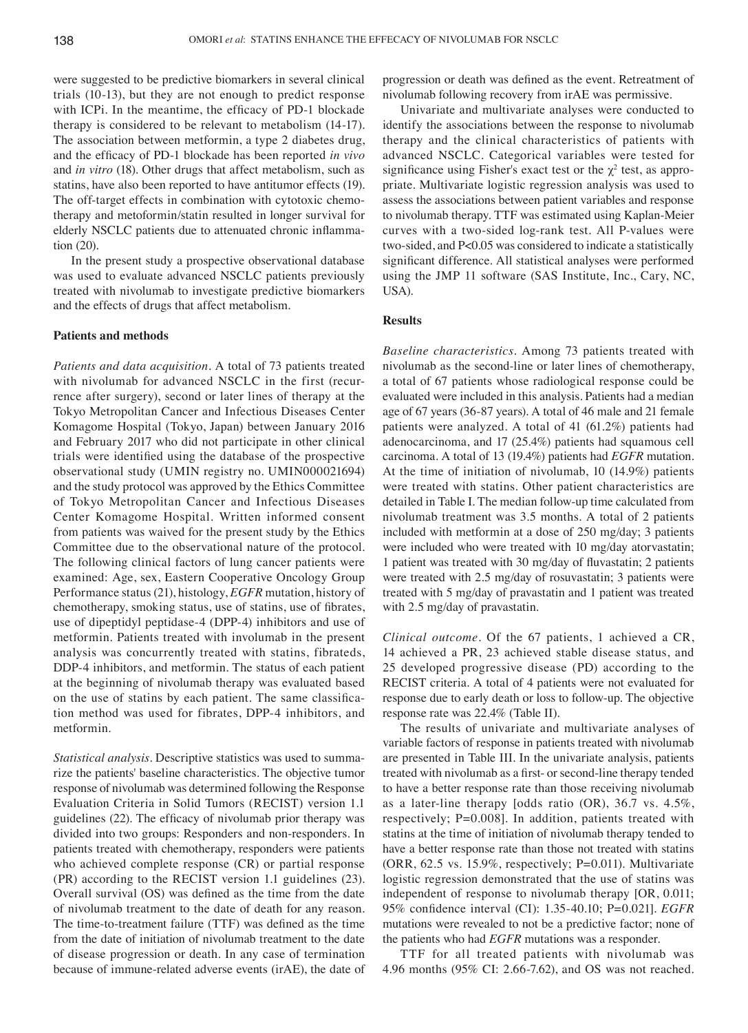were suggested to be predictive biomarkers in several clinical trials (10-13), but they are not enough to predict response with ICPi. In the meantime, the efficacy of PD-1 blockade therapy is considered to be relevant to metabolism (14-17). The association between metformin, a type 2 diabetes drug, and the efficacy of PD-1 blockade has been reported *in vivo* and *in vitro* (18). Other drugs that affect metabolism, such as statins, have also been reported to have antitumor effects (19). The off-target effects in combination with cytotoxic chemotherapy and metoformin/statin resulted in longer survival for elderly NSCLC patients due to attenuated chronic inflammation (20).

In the present study a prospective observational database was used to evaluate advanced NSCLC patients previously treated with nivolumab to investigate predictive biomarkers and the effects of drugs that affect metabolism.

## Patients and methods

*Patients and data acquisition.* A total of 73 patients treated with nivolumab for advanced NSCLC in the first (recurrence after surgery), second or later lines of therapy at the Tokyo Metropolitan Cancer and Infectious Diseases Center Komagome Hospital (Tokyo, Japan) between January 2016 and February 2017 who did not participate in other clinical trials were identified using the database of the prospective observational study (UMIN registry no. UMIN000021694) and the study protocol was approved by the Ethics Committee of Tokyo Metropolitan Cancer and Infectious Diseases Center Komagome Hospital. Written informed consent from patients was waived for the present study by the Ethics Committee due to the observational nature of the protocol. The following clinical factors of lung cancer patients were examined: Age, sex, Eastern Cooperative Oncology Group Performance status (21), histology, *EGFR* mutation, history of chemotherapy, smoking status, use of statins, use of fibrates, use of dipeptidyl peptidase-4 (DPP-4) inhibitors and use of metformin. Patients treated with involumab in the present analysis was concurrently treated with statins, fibrateds, DDP-4 inhibitors, and metformin. The status of each patient at the beginning of nivolumab therapy was evaluated based on the use of statins by each patient. The same classification method was used for fibrates, DPP-4 inhibitors, and metformin.

*Statistical analysis.* Descriptive statistics was used to summarize the patients' baseline characteristics. The objective tumor response of nivolumab was determined following the Response Evaluation Criteria in Solid Tumors (RECIST) version 1.1 guidelines (22). The efficacy of nivolumab prior therapy was divided into two groups: Responders and non-responders. In patients treated with chemotherapy, responders were patients who achieved complete response (CR) or partial response (PR) according to the RECIST version 1.1 guidelines (23). Overall survival (OS) was defined as the time from the date of nivolumab treatment to the date of death for any reason. The time-to-treatment failure (TTF) was defined as the time from the date of initiation of nivolumab treatment to the date of disease progression or death. In any case of termination because of immune-related adverse events (irAE), the date of progression or death was defined as the event. Retreatment of nivolumab following recovery from irAE was permissive.

Univariate and multivariate analyses were conducted to identify the associations between the response to nivolumab therapy and the clinical characteristics of patients with advanced NSCLC. Categorical variables were tested for significance using Fisher's exact test or the $\chi^2$ test, as appropriate. Multivariate logistic regression analysis was used to assess the associations between patient variables and response to nivolumab therapy. TTF was estimated using Kaplan-Meier curves with a two-sided log-rank test. All P-values were two-sided, and P<0.05 was considered to indicate a statistically significant difference. All statistical analyses were performed using the JMP 11 software (SAS Institute, Inc., Cary, NC, USA).

## Results

*Baseline characteristics.* Among 73 patients treated with nivolumab as the second-line or later lines of chemotherapy, a total of 67 patients whose radiological response could be evaluated were included in this analysis. Patients had a median age of 67 years (36-87 years). A total of 46 male and 21 female patients were analyzed. A total of 41 (61.2%) patients had adenocarcinoma, and 17 (25.4%) patients had squamous cell carcinoma. A total of 13 (19.4%) patients had *EGFR* mutation. At the time of initiation of nivolumab, 10 (14.9%) patients were treated with statins. Other patient characteristics are detailed in Table I. The median follow-up time calculated from nivolumab treatment was 3.5 months. A total of 2 patients included with metformin at a dose of 250 mg/day; 3 patients were included who were treated with 10 mg/day atorvastatin; 1 patient was treated with 30 mg/day of fluvastatin; 2 patients were treated with 2.5 mg/day of rosuvastatin; 3 patients were treated with 5 mg/day of pravastatin and 1 patient was treated with 2.5 mg/day of pravastatin.

*Clinical outcome.* Of the 67 patients, 1 achieved a CR, 14 achieved a PR, 23 achieved stable disease status, and 25 developed progressive disease (PD) according to the RECIST criteria. A total of 4 patients were not evaluated for response due to early death or loss to follow-up. The objective response rate was 22.4% (Table II).

The results of univariate and multivariate analyses of variable factors of response in patients treated with nivolumab are presented in Table III. In the univariate analysis, patients treated with nivolumab as a first- or second-line therapy tended to have a better response rate than those receiving nivolumab as a later-line therapy [odds ratio (OR), 36.7 vs. 4.5%, respectively; P=0.008]. In addition, patients treated with statins at the time of initiation of nivolumab therapy tended to have a better response rate than those not treated with statins (ORR, 62.5 vs. 15.9%, respectively; P=0.011). Multivariate logistic regression demonstrated that the use of statins was independent of response to nivolumab therapy [OR, 0.011; 95% confidence interval (CI): 1.35-40.10; P=0.021]. *EGFR* mutations were revealed to not be a predictive factor; none of the patients who had *EGFR* mutations was a responder.

TTF for all treated patients with nivolumab was 4.96 months (95% CI: 2.66-7.62), and OS was not reached.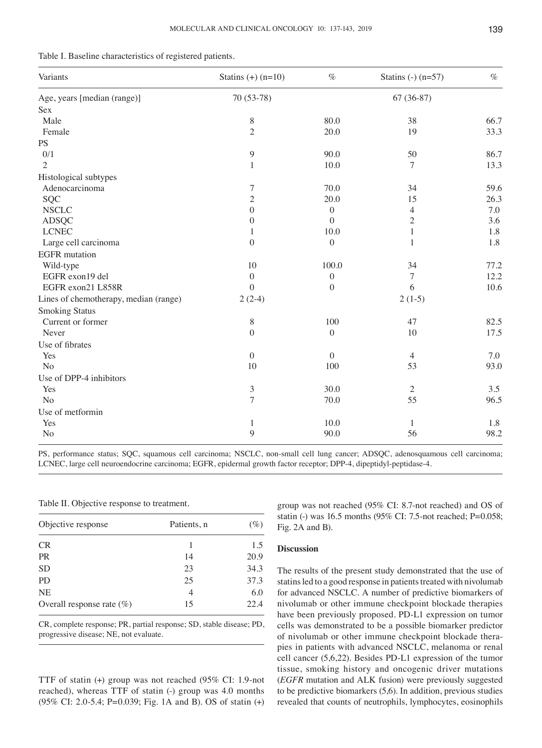Table I. Baseline characteristics of registered patients.

| Variants | Statins (+) (n=10) | % | Statins (-) (n=57) | % |
|---|---|---|---|---|
| Age, years [median (range)] | 70 (53-78) | | 67 (36-87) | |
| Sex | | | | |
| Male | 8 | 80.0 | 38 | 66.7 |
| Female | 2 | 20.0 | 19 | 33.3 |
| PS | | | | |
| 0/1 | 9 | 90.0 | 50 | 86.7 |
| 2 | 1 | 10.0 | 7 | 13.3 |
| Histological subtypes | | | | |
| Adenocarcinoma | 7 | 70.0 | 34 | 59.6 |
| SQC | 2 | 20.0 | 15 | 26.3 |
| NSCLC | 0 | 0 | 4 | 7.0 |
| ADSQC | 0 | 0 | 2 | 3.6 |
| LCNEC | 1 | 10.0 | 1 | 1.8 |
| Large cell carcinoma | 0 | 0 | 1 | 1.8 |
| EGFR mutation | | | | |
| Wild-type | 10 | 100.0 | 34 | 77.2 |
| EGFR exon19 del | 0 | 0 | 7 | 12.2 |
| EGFR exon21 L858R | 0 | 0 | 6 | 10.6 |
| Lines of chemotherapy, median (range) | 2 (2-4) | | 2 (1-5) | |
| Smoking Status | | | | |
| Current or former | 8 | 100 | 47 | 82.5 |
| Never | 0 | 0 | 10 | 17.5 |
| Use of fibrates | | | | |
| Yes | 0 | 0 | 4 | 7.0 |
| No | 10 | 100 | 53 | 93.0 |
| Use of DPP-4 inhibitors | | | | |
| Yes | 3 | 30.0 | 2 | 3.5 |
| No | 7 | 70.0 | 55 | 96.5 |
| Use of metformin | | | | |
| Yes | 1 | 10.0 | 1 | 1.8 |
| No | 9 | 90.0 | 56 | 98.2 |

PS, performance status; SQC, squamous cell carcinoma; NSCLC, non-small cell lung cancer; ADSQC, adenosquamous cell carcinoma; LCNEC, large cell neuroendocrine carcinoma; EGFR, epidermal growth factor receptor; DPP-4, dipeptidyl-peptidase-4.

Table II. Objective response to treatment.

| Objective response | Patients, n | (%) |
|---|---|---|
| CR | 1 | 1.5 |
| PR | 14 | 20.9 |
| SD | 23 | 34.3 |
| PD | 25 | 37.3 |
| NE | 4 | 6.0 |
| Overall response rate (%) | 15 | 22.4 |

CR, complete response; PR, partial response; SD, stable disease; PD, progressive disease; NE, not evaluate.

TTF of statin (+) group was not reached (95% CI: 1.9-not reached), whereas TTF of statin (-) group was 4.0 months (95% CI: 2.0-5.4; P=0.039; Fig. 1A and B). OS of statin (+) group was not reached (95% CI: 8.7-not reached) and OS of statin (-) was 16.5 months (95% CI: 7.5-not reached; P=0.058; Fig. 2A and B).

## Discussion

The results of the present study demonstrated that the use of statins led to a good response in patients treated with nivolumab for advanced NSCLC. A number of predictive biomarkers of nivolumab or other immune checkpoint blockade therapies have been previously proposed. PD-L1 expression on tumor cells was demonstrated to be a possible biomarker predictor of nivolumab or other immune checkpoint blockade therapies in patients with advanced NSCLC, melanoma or renal cell cancer (5,6,22). Besides PD-L1 expression of the tumor tissue, smoking history and oncogenic driver mutations (*EGFR* mutation and ALK fusion) were previously suggested to be predictive biomarkers (5,6). In addition, previous studies revealed that counts of neutrophils, lymphocytes, eosinophils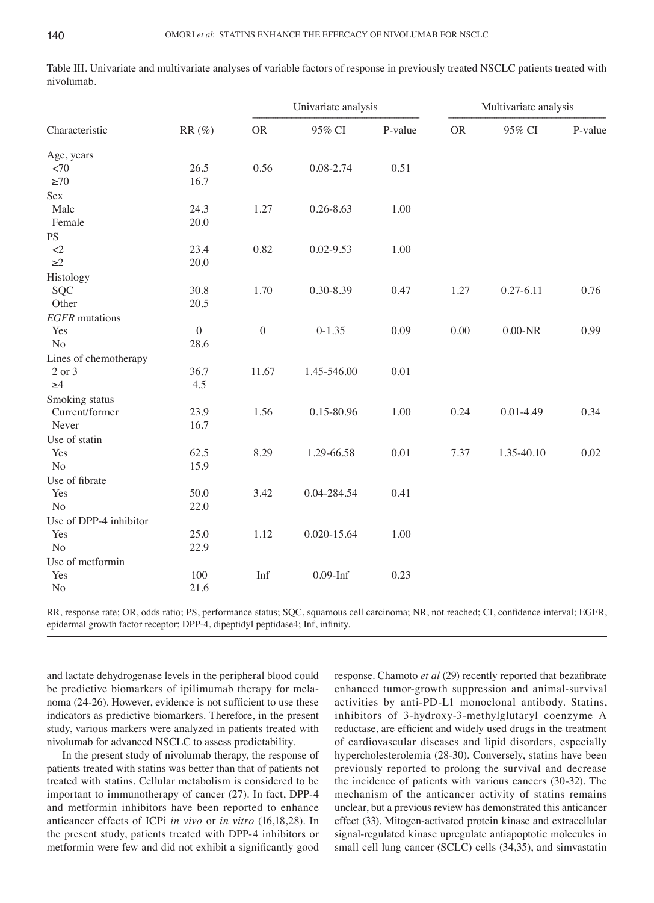Table III. Univariate and multivariate analyses of variable factors of response in previously treated NSCLC patients treated with nivolumab.

| | | Univariate analysis | | | Multivariate analysis | | |
|---|---|---|---|---|---|---|---|
| Characteristic | RR (%) | OR | 95% CI | P-value | OR | 95% CI | P-value |
| Age, years | | | | | | | |
| <70 | 26.5 | 0.56 | 0.08-2.74 | 0.51 | | | |
| ≥70 | 16.7 | | | | | | |
| Sex | | | | | | | |
| Male | 24.3 | 1.27 | 0.26-8.63 | 1.00 | | | |
| Female | 20.0 | | | | | | |
| PS | | | | | | | |
| <2 | 23.4 | 0.82 | 0.02-9.53 | 1.00 | | | |
| ≥2 | 20.0 | | | | | | |
| Histology | | | | | | | |
| SQC | 30.8 | 1.70 | 0.30-8.39 | 0.47 | 1.27 | 0.27-6.11 | 0.76 |
| Other | 20.5 | | | | | | |
| *EGFR* mutations | | | | | | | |
| Yes | 0 | 0 | 0-1.35 | 0.09 | 0.00 | 0.00-NR | 0.99 |
| No | 28.6 | | | | | | |
| Lines of chemotherapy | | | | | | | |
| 2 or 3 | 36.7 | 11.67 | 1.45-546.00 | 0.01 | | | |
| ≥4 | 4.5 | | | | | | |
| Smoking status | | | | | | | |
| Current/former | 23.9 | 1.56 | 0.15-80.96 | 1.00 | 0.24 | 0.01-4.49 | 0.34 |
| Never | 16.7 | | | | | | |
| Use of statin | | | | | | | |
| Yes | 62.5 | 8.29 | 1.29-66.58 | 0.01 | 7.37 | 1.35-40.10 | 0.02 |
| No | 15.9 | | | | | | |
| Use of fibrate | | | | | | | |
| Yes | 50.0 | 3.42 | 0.04-284.54 | 0.41 | | | |
| No | 22.0 | | | | | | |
| Use of DPP-4 inhibitor | | | | | | | |
| Yes | 25.0 | 1.12 | 0.020-15.64 | 1.00 | | | |
| No | 22.9 | | | | | | |
| Use of metformin | | | | | | | |
| Yes | 100 | Inf | 0.09-Inf | 0.23 | | | |
| No | 21.6 | | | | | | |

RR, response rate; OR, odds ratio; PS, performance status; SQC, squamous cell carcinoma; NR, not reached; CI, confidence interval; EGFR, epidermal growth factor receptor; DPP-4, dipeptidyl peptidase4; Inf, infinity.

and lactate dehydrogenase levels in the peripheral blood could be predictive biomarkers of ipilimumab therapy for melanoma (24-26). However, evidence is not sufficient to use these indicators as predictive biomarkers. Therefore, in the present study, various markers were analyzed in patients treated with nivolumab for advanced NSCLC to assess predictability.

In the present study of nivolumab therapy, the response of patients treated with statins was better than that of patients not treated with statins. Cellular metabolism is considered to be important to immunotherapy of cancer (27). In fact, DPP-4 and metformin inhibitors have been reported to enhance anticancer effects of ICPi *in vivo* or *in vitro* (16,18,28). In the present study, patients treated with DPP-4 inhibitors or metformin were few and did not exhibit a significantly good response. Chamoto *et al* (29) recently reported that bezafibrate enhanced tumor-growth suppression and animal-survival activities by anti-PD-L1 monoclonal antibody. Statins, inhibitors of 3-hydroxy-3-methylglutaryl coenzyme A reductase, are efficient and widely used drugs in the treatment of cardiovascular diseases and lipid disorders, especially hypercholesterolemia (28-30). Conversely, statins have been previously reported to prolong the survival and decrease the incidence of patients with various cancers (30-32). The mechanism of the anticancer activity of statins remains unclear, but a previous review has demonstrated this anticancer effect (33). Mitogen-activated protein kinase and extracellular signal-regulated kinase upregulate antiapoptotic molecules in small cell lung cancer (SCLC) cells (34,35), and simvastatin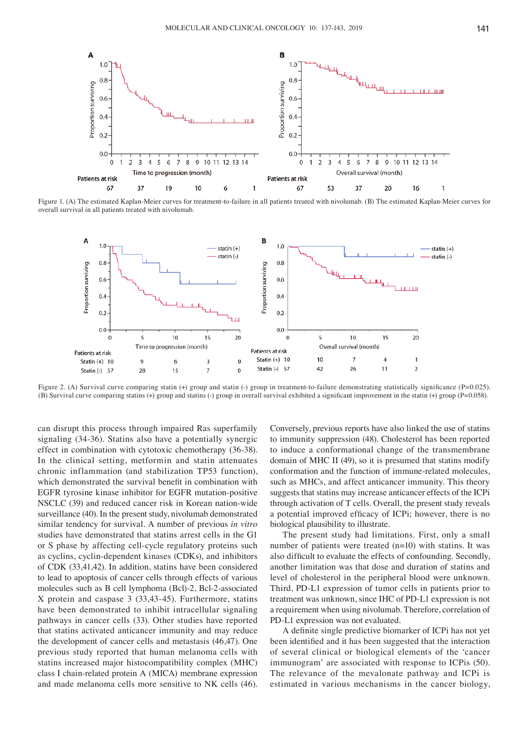Figure 1. (A) The estimated Kaplan-Meier curves for treatment-to-failure in all patients treated with nivolumab. (B) The estimated Kaplan-Meier curves for overall survival in all patients treated with nivolumab.

Figure 2. (A) Survival curve comparing statin (+) group and statin (-) group in treatment-to-failure demonstrating statistically significance (P=0.025). (B) Survival curve comparing statins (+) group and statins (-) group in overall survival exhibited a significant improvement in the statin (+) group (P=0.058).

can disrupt this process through impaired Ras superfamily signaling (34-36). Statins also have a potentially synergic effect in combination with cytotoxic chemotherapy (36-38). In the clinical setting, metformin and statin attenuates chronic inflammation (and stabilization TP53 function), which demonstrated the survival benefit in combination with EGFR tyrosine kinase inhibitor for EGFR mutation-positive NSCLC (39) and reduced cancer risk in Korean nation-wide surveillance (40). In the present study, nivolumab demonstrated similar tendency for survival. A number of previous *in vitro* studies have demonstrated that statins arrest cells in the G1 or S phase by affecting cell-cycle regulatory proteins such as cyclins, cyclin-dependent kinases (CDKs), and inhibitors of CDK (33,41,42). In addition, statins have been considered to lead to apoptosis of cancer cells through effects of various molecules such as B cell lymphoma (Bcl)-2, Bcl-2-associated X protein and caspase 3 (33,43-45). Furthermore, statins have been demonstrated to inhibit intracellular signaling pathways in cancer cells (33). Other studies have reported that statins activated anticancer immunity and may reduce the development of cancer cells and metastasis (46,47). One previous study reported that human melanoma cells with statins increased major histocompatibility complex (MHC) class I chain-related protein A (MICA) membrane expression and made melanoma cells more sensitive to NK cells (46).

Conversely, previous reports have also linked the use of statins to immunity suppression (48). Cholesterol has been reported to induce a conformational change of the transmembrane domain of MHC II (49), so it is presumed that statins modify conformation and the function of immune-related molecules, such as MHCs, and affect anticancer immunity. This theory suggests that statins may increase anticancer effects of the ICPi through activation of T cells. Overall, the present study reveals a potential improved efficacy of ICPi; however, there is no biological plausibility to illustrate.

The present study had limitations. First, only a small number of patients were treated (n=10) with statins. It was also difficult to evaluate the effects of confounding. Secondly, another limitation was that dose and duration of statins and level of cholesterol in the peripheral blood were unknown. Third, PD-L1 expression of tumor cells in patients prior to treatment was unknown, since IHC of PD-L1 expression is not a requirement when using nivolumab. Therefore, correlation of PD-L1 expression was not evaluated.

A definite single predictive biomarker of ICPi has not yet been identified and it has been suggested that the interaction of several clinical or biological elements of the 'cancer immunogram' are associated with response to ICPis (50). The relevance of the mevalonate pathway and ICPi is estimated in various mechanisms in the cancer biology,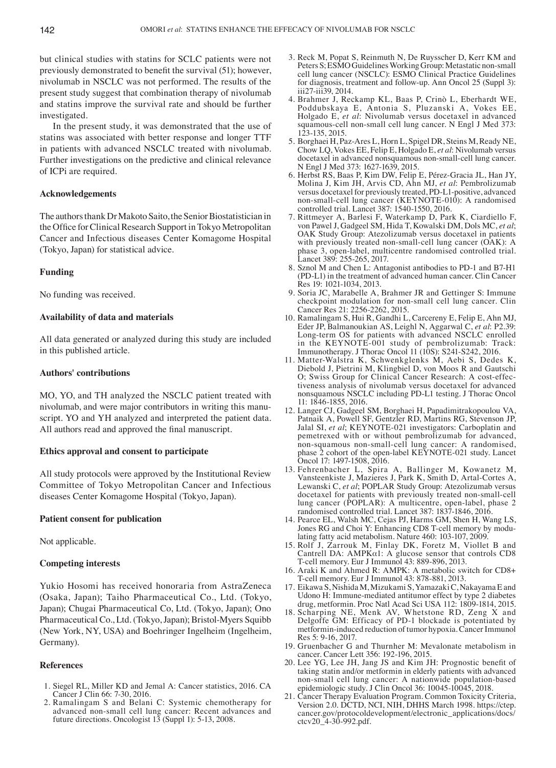but clinical studies with statins for SCLC patients were not previously demonstrated to benefit the survival (51); however, nivolumab in NSCLC was not performed. The results of the present study suggest that combination therapy of nivolumab and statins improve the survival rate and should be further investigated.

In the present study, it was demonstrated that the use of statins was associated with better response and longer TTF in patients with advanced NSCLC treated with nivolumab. Further investigations on the predictive and clinical relevance of ICPi are required.

### Acknowledgements

The authors thank Dr Makoto Saito, the Senior Biostatistician in the Office for Clinical Research Support in Tokyo Metropolitan Cancer and Infectious diseases Center Komagome Hospital (Tokyo, Japan) for statistical advice.

### Funding

No funding was received.

### Availability of data and materials

All data generated or analyzed during this study are included in this published article.

### Authors' contributions

MO, YO, and TH analyzed the NSCLC patient treated with nivolumab, and were major contributors in writing this manuscript. YO and YH analyzed and interpreted the patient data. All authors read and approved the final manuscript.

### Ethics approval and consent to participate

All study protocols were approved by the Institutional Review Committee of Tokyo Metropolitan Cancer and Infectious diseases Center Komagome Hospital (Tokyo, Japan).

### Patient consent for publication

Not applicable.

### Competing interests

Yukio Hosomi has received honoraria from AstraZeneca (Osaka, Japan); Taiho Pharmaceutical Co., Ltd. (Tokyo, Japan); Chugai Pharmaceutical Co, Ltd. (Tokyo, Japan); Ono Pharmaceutical Co., Ltd. (Tokyo, Japan); Bristol-Myers Squibb (New York, NY, USA) and Boehringer Ingelheim (Ingelheim, Germany).

### References

1. Siegel RL, Miller KD and Jemal A: Cancer statistics, 2016. CA Cancer J Clin 66: 7-30, 2016.
2. Ramalingam S and Belani C: Systemic chemotherapy for advanced non-small cell lung cancer: Recent advances and future directions. Oncologist 13 (Suppl 1): 5-13, 2008.
3. Reck M, Popat S, Reinmuth N, De Ruysscher D, Kerr KM and Peters S; ESMO Guidelines Working Group: Metastatic non-small cell lung cancer (NSCLC): ESMO Clinical Practice Guidelines for diagnosis, treatment and follow-up. Ann Oncol 25 (Suppl 3): iii27-iii39, 2014.
4. Brahmer J, Reckamp KL, Baas P, Crinò L, Eberhardt WE, Poddubskaya E, Antonia S, Pluzanski A, Vokes EE, Holgado E, *et al*: Nivolumab versus docetaxel in advanced squamous-cell non-small cell lung cancer. N Engl J Med 373: 123-135, 2015.
5. Borghaei H, Paz-Ares L, Horn L, Spigel DR, Steins M, Ready NE, Chow LQ, Vokes EE, Felip E, Holgado E, *et al*: Nivolumab versus docetaxel in advanced nonsquamous non-small-cell lung cancer. N Engl J Med 373: 1627-1639, 2015.
6. Herbst RS, Baas P, Kim DW, Felip E, Pérez-Gracia JL, Han JY, Molina J, Kim JH, Arvis CD, Ahn MJ, *et al*: Pembrolizumab versus docetaxel for previously treated, PD-L1-positive, advanced non-small-cell lung cancer (KEYNOTE-010): A randomised controlled trial. Lancet 387: 1540-1550, 2016.
7. Rittmeyer A, Barlesi F, Waterkamp D, Park K, Ciardiello F, von Pawel J, Gadgeel SM, Hida T, Kowalski DM, Dols MC, *et al*; OAK Study Group: Atezolizumab versus docetaxel in patients with previously treated non-small-cell lung cancer (OAK): A phase 3, open-label, multicentre randomised controlled trial. Lancet 389: 255-265, 2017.
8. Sznol M and Chen L: Antagonist antibodies to PD-1 and B7-H1 (PD-L1) in the treatment of advanced human cancer. Clin Cancer Res 19: 1021-1034, 2013.
9. Soria JC, Marabelle A, Brahmer JR and Gettinger S: Immune checkpoint modulation for non-small cell lung cancer. Clin Cancer Res 21: 2256-2262, 2015.
10. Ramalingam S, Hui R, Gandhi L, Carcereny E, Felip E, Ahn MJ, Eder JP, Balmanoukian AS, Leighl N, Aggarwal C, *et al*: P2.39: Long-term OS for patients with advanced NSCLC enrolled in the KEYNOTE-001 study of pembrolizumab: Track: Immunotherapy. J Thorac Oncol 11 (10S): S241-S242, 2016.
11. Matter-Walstra K, Schwenkglenks M, Aebi S, Dedes K, Diebold J, Pietrini M, Klingbiel D, von Moos R and Gautschi O; Swiss Group for Clinical Cancer Research: A cost-effectiveness analysis of nivolumab versus docetaxel for advanced nonsquamous NSCLC including PD-L1 testing. J Thorac Oncol 11: 1846-1855, 2016.
12. Langer CJ, Gadgeel SM, Borghaei H, Papadimitrakopoulou VA, Patnaik A, Powell SF, Gentzler RD, Martins RG, Stevenson JP, Jalal SI, *et al*; KEYNOTE-021 investigators: Carboplatin and pemetrexed with or without pembrolizumab for advanced, non-squamous non-small-cell lung cancer: A randomised, phase 2 cohort of the open-label KEYNOTE-021 study. Lancet Oncol 17: 1497-1508, 2016.
13. Fehrenbacher L, Spira A, Ballinger M, Kowanetz M, Vansteenkiste J, Mazieres J, Park K, Smith D, Artal-Cortes A, Lewanski C, *et al*; POPLAR Study Group: Atezolizumab versus docetaxel for patients with previously treated non-small-cell lung cancer (POPLAR): A multicentre, open-label, phase 2 randomised controlled trial. Lancet 387: 1837-1846, 2016.
14. Pearce EL, Walsh MC, Cejas PJ, Harms GM, Shen H, Wang LS, Jones RG and Choi Y: Enhancing CD8 T-cell memory by modulating fatty acid metabolism. Nature 460: 103-107, 2009.
15. Rolf J, Zarrouk M, Finlay DK, Foretz M, Viollet B and Cantrell DA: AMPKα1: A glucose sensor that controls CD8 T-cell memory. Eur J Immunol 43: 889-896, 2013.
16. Araki K and Ahmed R: AMPK: A metabolic switch for CD8+ T-cell memory. Eur J Immunol 43: 878-881, 2013.
17. Eikawa S, Nishida M, Mizukami S, Yamazaki C, Nakayama E and Udono H: Immune-mediated antitumor effect by type 2 diabetes drug, metformin. Proc Natl Acad Sci USA 112: 1809-1814, 2015.
18. Scharping NE, Menk AV, Whetstone RD, Zeng X and Delgoffe GM: Efficacy of PD-1 blockade is potentiated by metformin-induced reduction of tumor hypoxia. Cancer Immunol Res 5: 9-16, 2017.
19. Gruenbacher G and Thurnher M: Mevalonate metabolism in cancer. Cancer Lett 356: 192-196, 2015.
20. Lee YG, Lee JH, Jang JS and Kim JH: Prognostic benefit of taking statin and/or metformin in elderly patients with advanced non-small cell lung cancer: A nationwide population-based epidemiologic study. J Clin Oncol 36: 10045-10045, 2018.
21. Cancer Therapy Evaluation Program. Common Toxicity Criteria, Version 2.0. DCTD, NCI, NIH, DHHS March 1998. https://ctep.cancer.gov/protocoldevelopment/electronic_applications/docs/ctcv20_4-30-992.pdf.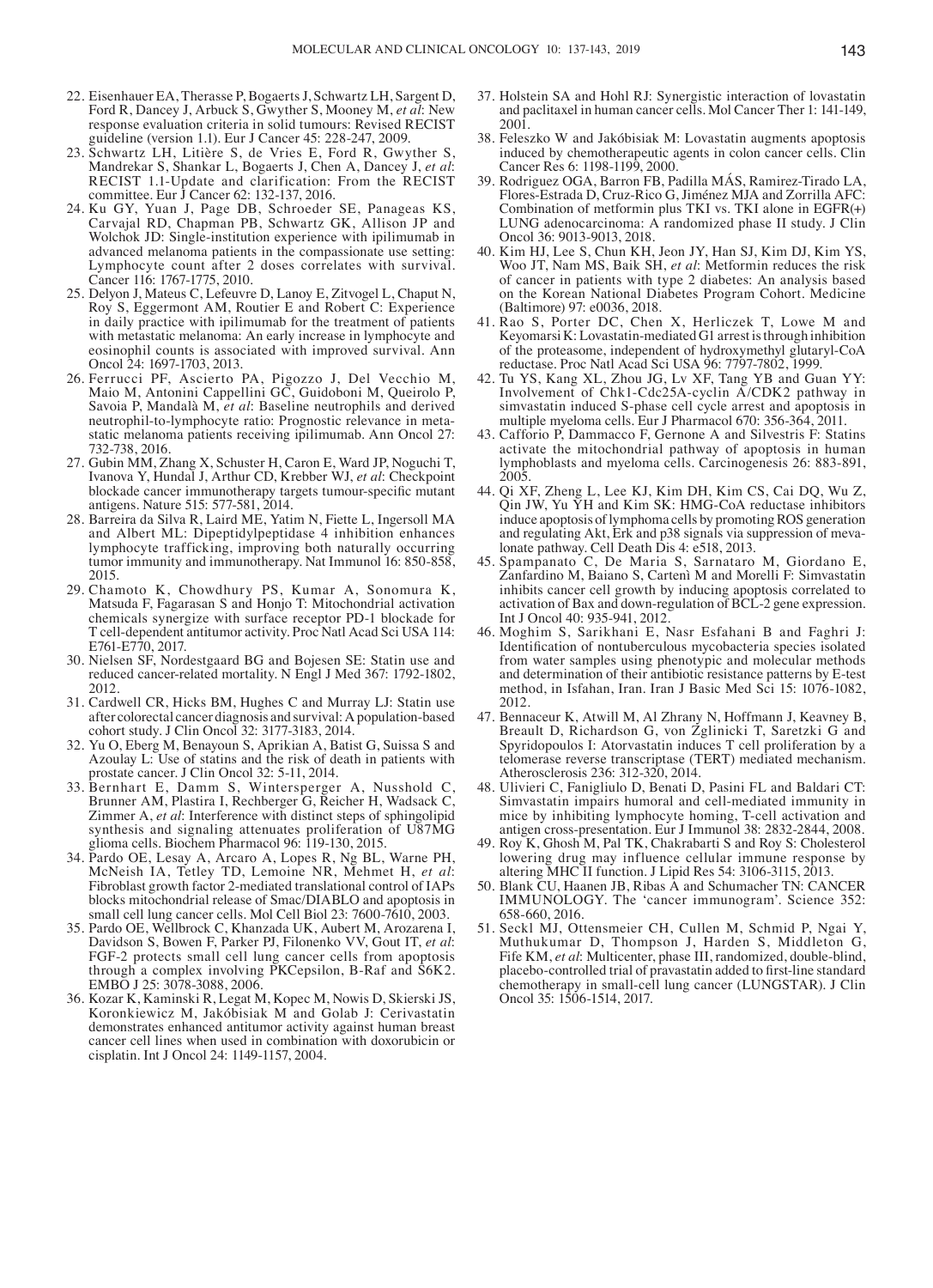22. Eisenhauer EA, Therasse P, Bogaerts J, Schwartz LH, Sargent D, Ford R, Dancey J, Arbuck S, Gwyther S, Mooney M, *et al*: New response evaluation criteria in solid tumours: Revised RECIST guideline (version 1.1). Eur J Cancer 45: 228-247, 2009.
23. Schwartz LH, Litière S, de Vries E, Ford R, Gwyther S, Mandrekar S, Shankar L, Bogaerts J, Chen A, Dancey J, *et al*: RECIST 1.1-Update and clarification: From the RECIST committee. Eur J Cancer 62: 132-137, 2016.
24. Ku GY, Yuan J, Page DB, Schroeder SE, Panageas KS, Carvajal RD, Chapman PB, Schwartz GK, Allison JP and Wolchok JD: Single-institution experience with ipilimumab in advanced melanoma patients in the compassionate use setting: Lymphocyte count after 2 doses correlates with survival. Cancer 116: 1767-1775, 2010.
25. Delyon J, Mateus C, Lefeuvre D, Lanoy E, Zitvogel L, Chaput N, Roy S, Eggermont AM, Routier E and Robert C: Experience in daily practice with ipilimumab for the treatment of patients with metastatic melanoma: An early increase in lymphocyte and eosinophil counts is associated with improved survival. Ann Oncol 24: 1697-1703, 2013.
26. Ferrucci PF, Ascierto PA, Pigozzo J, Del Vecchio M, Maio M, Antonini Cappellini GC, Guidoboni M, Queirolo P, Savoia P, Mandalà M, *et al*: Baseline neutrophils and derived neutrophil-to-lymphocyte ratio: Prognostic relevance in metastatic melanoma patients receiving ipilimumab. Ann Oncol 27: 732-738, 2016.
27. Gubin MM, Zhang X, Schuster H, Caron E, Ward JP, Noguchi T, Ivanova Y, Hundal J, Arthur CD, Krebber WJ, *et al*: Checkpoint blockade cancer immunotherapy targets tumour-specific mutant antigens. Nature 515: 577-581, 2014.
28. Barreira da Silva R, Laird ME, Yatim N, Fiette L, Ingersoll MA and Albert ML: Dipeptidylpeptidase 4 inhibition enhances lymphocyte trafficking, improving both naturally occurring tumor immunity and immunotherapy. Nat Immunol 16: 850-858, 2015.
29. Chamoto K, Chowdhury PS, Kumar A, Sonomura K, Matsuda F, Fagarasan S and Honjo T: Mitochondrial activation chemicals synergize with surface receptor PD-1 blockade for T cell-dependent antitumor activity. Proc Natl Acad Sci USA 114: E761-E770, 2017.
30. Nielsen SF, Nordestgaard BG and Bojesen SE: Statin use and reduced cancer-related mortality. N Engl J Med 367: 1792-1802, 2012.
31. Cardwell CR, Hicks BM, Hughes C and Murray LJ: Statin use after colorectal cancer diagnosis and survival: A population-based cohort study. J Clin Oncol 32: 3177-3183, 2014.
32. Yu O, Eberg M, Benayoun S, Aprikian A, Batist G, Suissa S and Azoulay L: Use of statins and the risk of death in patients with prostate cancer. J Clin Oncol 32: 5-11, 2014.
33. Bernhart E, Damm S, Wintersperger A, Nusshold C, Brunner AM, Plastira I, Rechberger G, Reicher H, Wadsack C, Zimmer A, *et al*: Interference with distinct steps of sphingolipid synthesis and signaling attenuates proliferation of U87MG glioma cells. Biochem Pharmacol 96: 119-130, 2015.
34. Pardo OE, Lesay A, Arcaro A, Lopes R, Ng BL, Warne PH, McNeish IA, Tetley TD, Lemoine NR, Mehmet H, *et al*: Fibroblast growth factor 2-mediated translational control of IAPs blocks mitochondrial release of Smac/DIABLO and apoptosis in small cell lung cancer cells. Mol Cell Biol 23: 7600-7610, 2003.
35. Pardo OE, Wellbrock C, Khanzada UK, Aubert M, Arozarena I, Davidson S, Bowen F, Parker PJ, Filonenko VV, Gout IT, *et al*: FGF-2 protects small cell lung cancer cells from apoptosis through a complex involving PKCepsilon, B-Raf and S6K2. EMBO J 25: 3078-3088, 2006.
36. Kozar K, Kaminski R, Legat M, Kopec M, Nowis D, Skierski JS, Koronkiewicz M, Jakóbisiak M and Golab J: Cerivastatin demonstrates enhanced antitumor activity against human breast cancer cell lines when used in combination with doxorubicin or cisplatin. Int J Oncol 24: 1149-1157, 2004.
37. Holstein SA and Hohl RJ: Synergistic interaction of lovastatin and paclitaxel in human cancer cells. Mol Cancer Ther 1: 141-149, 2001.
38. Feleszko W and Jakóbisiak M: Lovastatin augments apoptosis induced by chemotherapeutic agents in colon cancer cells. Clin Cancer Res 6: 1198-1199, 2000.
39. Rodriguez OGA, Barron FB, Padilla MÁS, Ramirez-Tirado LA, Flores-Estrada D, Cruz-Rico G, Jiménez MJA and Zorrilla AFC: Combination of metformin plus TKI vs. TKI alone in EGFR(+) LUNG adenocarcinoma: A randomized phase II study. J Clin Oncol 36: 9013-9013, 2018.
40. Kim HJ, Lee S, Chun KH, Jeon JY, Han SJ, Kim DJ, Kim YS, Woo JT, Nam MS, Baik SH, *et al*: Metformin reduces the risk of cancer in patients with type 2 diabetes: An analysis based on the Korean National Diabetes Program Cohort. Medicine (Baltimore) 97: e0036, 2018.
41. Rao S, Porter DC, Chen X, Herliczek T, Lowe M and Keyomarsi K: Lovastatin-mediated G1 arrest is through inhibition of the proteasome, independent of hydroxymethyl glutaryl-CoA reductase. Proc Natl Acad Sci USA 96: 7797-7802, 1999.
42. Tu YS, Kang XL, Zhou JG, Lv XF, Tang YB and Guan YY: Involvement of Chk1-Cdc25A-cyclin A/CDK2 pathway in simvastatin induced S-phase cell cycle arrest and apoptosis in multiple myeloma cells. Eur J Pharmacol 670: 356-364, 2011.
43. Cafforio P, Dammacco F, Gernone A and Silvestris F: Statins activate the mitochondrial pathway of apoptosis in human lymphoblasts and myeloma cells. Carcinogenesis 26: 883-891, 2005.
44. Qi XF, Zheng L, Lee KJ, Kim DH, Kim CS, Cai DQ, Wu Z, Qin JW, Yu YH and Kim SK: HMG-CoA reductase inhibitors induce apoptosis of lymphoma cells by promoting ROS generation and regulating Akt, Erk and p38 signals via suppression of mevalonate pathway. Cell Death Dis 4: e518, 2013.
45. Spampanato C, De Maria S, Sarnataro M, Giordano E, Zanfardino M, Baiano S, Cartenì M and Morelli F: Simvastatin inhibits cancer cell growth by inducing apoptosis correlated to activation of Bax and down-regulation of BCL-2 gene expression. Int J Oncol 40: 935-941, 2012.
46. Moghim S, Sarikhani E, Nasr Esfahani B and Faghri J: Identification of nontuberculous mycobacteria species isolated from water samples using phenotypic and molecular methods and determination of their antibiotic resistance patterns by E-test method, in Isfahan, Iran. Iran J Basic Med Sci 15: 1076-1082, 2012.
47. Bennaceur K, Atwill M, Al Zhrany N, Hoffmann J, Keavney B, Breault D, Richardson G, von Zglinicki T, Saretzki G and Spyridopoulos I: Atorvastatin induces T cell proliferation by a telomerase reverse transcriptase (TERT) mediated mechanism. Atherosclerosis 236: 312-320, 2014.
48. Ulivieri C, Fanigliulo D, Benati D, Pasini FL and Baldari CT: Simvastatin impairs humoral and cell-mediated immunity in mice by inhibiting lymphocyte homing, T-cell activation and antigen cross-presentation. Eur J Immunol 38: 2832-2844, 2008.
49. Roy K, Ghosh M, Pal TK, Chakrabarti S and Roy S: Cholesterol lowering drug may influence cellular immune response by altering MHC II function. J Lipid Res 54: 3106-3115, 2013.
50. Blank CU, Haanen JB, Ribas A and Schumacher TN: CANCER IMMUNOLOGY. The 'cancer immunogram'. Science 352: 658-660, 2016.
51. Seckl MJ, Ottensmeier CH, Cullen M, Schmid P, Ngai Y, Muthukumar D, Thompson J, Harden S, Middleton G, Fife KM, *et al*: Multicenter, phase III, randomized, double-blind, placebo-controlled trial of pravastatin added to first-line standard chemotherapy in small-cell lung cancer (LUNGSTAR). J Clin Oncol 35: 1506-1514, 2017.